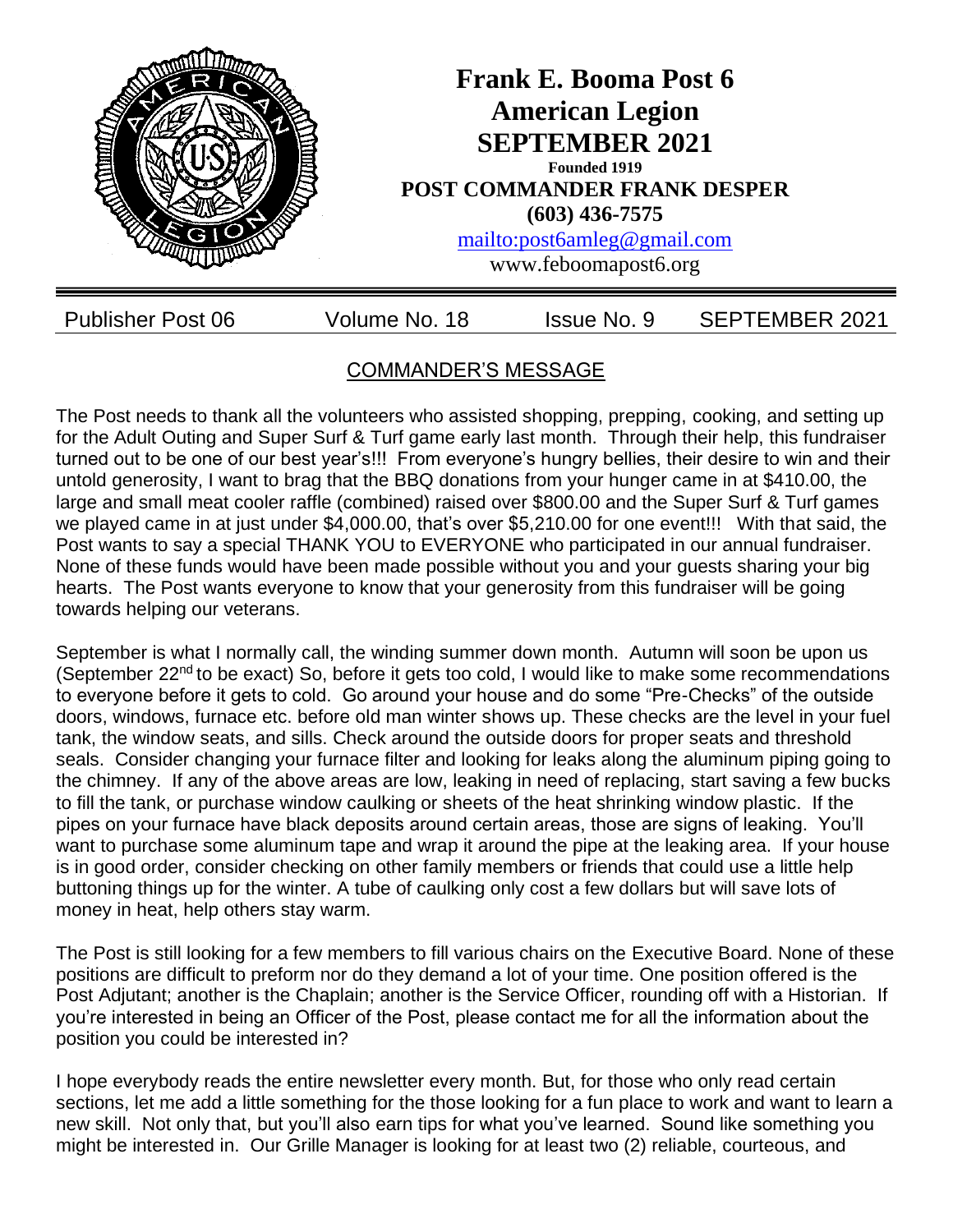# Frank E. Booma Post 6
# American Legion
# SEPTEMBER 2021

**Founded 1919**

**POST COMMANDER FRANK DESPER**

**(603) 436-7575**

mailto:post6amleg@gmail.com

www.feboomapost6.org

Publisher Post 06 | Volume No. 18 | Issue No. 9 | SEPTEMBER 2021

## COMMANDER'S MESSAGE

The Post needs to thank all the volunteers who assisted shopping, prepping, cooking, and setting up for the Adult Outing and Super Surf & Turf game early last month. Through their help, this fundraiser turned out to be one of our best year's!!! From everyone's hungry bellies, their desire to win and their untold generosity, I want to brag that the BBQ donations from your hunger came in at $410.00, the large and small meat cooler raffle (combined) raised over $800.00 and the Super Surf & Turf games we played came in at just under $4,000.00, that's over $5,210.00 for one event!!! With that said, the Post wants to say a special THANK YOU to EVERYONE who participated in our annual fundraiser. None of these funds would have been made possible without you and your guests sharing your big hearts. The Post wants everyone to know that your generosity from this fundraiser will be going towards helping our veterans.

September is what I normally call, the winding summer down month. Autumn will soon be upon us (September 22nd to be exact) So, before it gets too cold, I would like to make some recommendations to everyone before it gets to cold. Go around your house and do some "Pre-Checks" of the outside doors, windows, furnace etc. before old man winter shows up. These checks are the level in your fuel tank, the window seats, and sills. Check around the outside doors for proper seats and threshold seals. Consider changing your furnace filter and looking for leaks along the aluminum piping going to the chimney. If any of the above areas are low, leaking in need of replacing, start saving a few bucks to fill the tank, or purchase window caulking or sheets of the heat shrinking window plastic. If the pipes on your furnace have black deposits around certain areas, those are signs of leaking. You'll want to purchase some aluminum tape and wrap it around the pipe at the leaking area. If your house is in good order, consider checking on other family members or friends that could use a little help buttoning things up for the winter. A tube of caulking only cost a few dollars but will save lots of money in heat, help others stay warm.

The Post is still looking for a few members to fill various chairs on the Executive Board. None of these positions are difficult to preform nor do they demand a lot of your time. One position offered is the Post Adjutant; another is the Chaplain; another is the Service Officer, rounding off with a Historian. If you're interested in being an Officer of the Post, please contact me for all the information about the position you could be interested in?

I hope everybody reads the entire newsletter every month. But, for those who only read certain sections, let me add a little something for the those looking for a fun place to work and want to learn a new skill. Not only that, but you'll also earn tips for what you've learned. Sound like something you might be interested in. Our Grille Manager is looking for at least two (2) reliable, courteous, and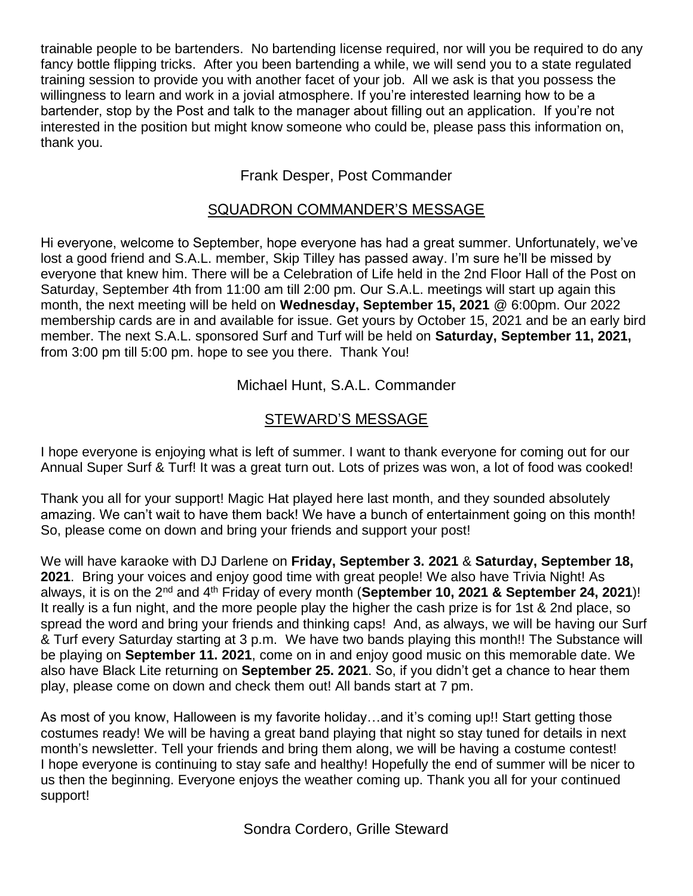trainable people to be bartenders. No bartending license required, nor will you be required to do any fancy bottle flipping tricks. After you been bartending a while, we will send you to a state regulated training session to provide you with another facet of your job. All we ask is that you possess the willingness to learn and work in a jovial atmosphere. If you're interested learning how to be a bartender, stop by the Post and talk to the manager about filling out an application. If you're not interested in the position but might know someone who could be, please pass this information on, thank you.

Frank Desper, Post Commander

## SQUADRON COMMANDER'S MESSAGE

Hi everyone, welcome to September, hope everyone has had a great summer. Unfortunately, we've lost a good friend and S.A.L. member, Skip Tilley has passed away. I'm sure he'll be missed by everyone that knew him. There will be a Celebration of Life held in the 2nd Floor Hall of the Post on Saturday, September 4th from 11:00 am till 2:00 pm. Our S.A.L. meetings will start up again this month, the next meeting will be held on **Wednesday, September 15, 2021** @ 6:00pm. Our 2022 membership cards are in and available for issue. Get yours by October 15, 2021 and be an early bird member. The next S.A.L. sponsored Surf and Turf will be held on **Saturday, September 11, 2021,** from 3:00 pm till 5:00 pm. hope to see you there. Thank You!

Michael Hunt, S.A.L. Commander

## STEWARD'S MESSAGE

I hope everyone is enjoying what is left of summer. I want to thank everyone for coming out for our Annual Super Surf & Turf! It was a great turn out. Lots of prizes was won, a lot of food was cooked!

Thank you all for your support! Magic Hat played here last month, and they sounded absolutely amazing. We can't wait to have them back! We have a bunch of entertainment going on this month! So, please come on down and bring your friends and support your post!

We will have karaoke with DJ Darlene on **Friday, September 3. 2021** & **Saturday, September 18, 2021**. Bring your voices and enjoy good time with great people! We also have Trivia Night! As always, it is on the 2nd and 4th Friday of every month (**September 10, 2021 & September 24, 2021**)! It really is a fun night, and the more people play the higher the cash prize is for 1st & 2nd place, so spread the word and bring your friends and thinking caps! And, as always, we will be having our Surf & Turf every Saturday starting at 3 p.m. We have two bands playing this month!! The Substance will be playing on **September 11. 2021**, come on in and enjoy good music on this memorable date. We also have Black Lite returning on **September 25. 2021**. So, if you didn't get a chance to hear them play, please come on down and check them out! All bands start at 7 pm.

As most of you know, Halloween is my favorite holiday…and it's coming up!! Start getting those costumes ready! We will be having a great band playing that night so stay tuned for details in next month's newsletter. Tell your friends and bring them along, we will be having a costume contest! I hope everyone is continuing to stay safe and healthy! Hopefully the end of summer will be nicer to us then the beginning. Everyone enjoys the weather coming up. Thank you all for your continued support!

Sondra Cordero, Grille Steward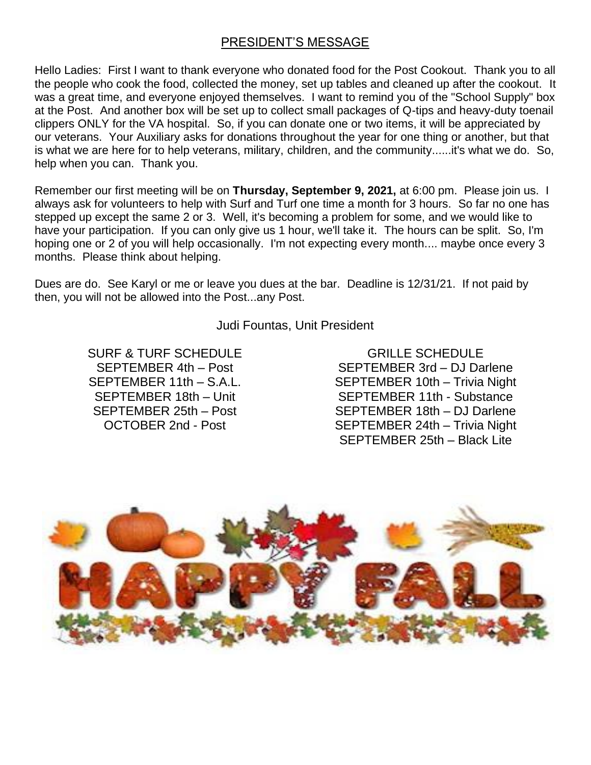## PRESIDENT'S MESSAGE

Hello Ladies: First I want to thank everyone who donated food for the Post Cookout. Thank you to all the people who cook the food, collected the money, set up tables and cleaned up after the cookout. It was a great time, and everyone enjoyed themselves. I want to remind you of the "School Supply" box at the Post. And another box will be set up to collect small packages of Q-tips and heavy-duty toenail clippers ONLY for the VA hospital. So, if you can donate one or two items, it will be appreciated by our veterans. Your Auxiliary asks for donations throughout the year for one thing or another, but that is what we are here for to help veterans, military, children, and the community......it's what we do. So, help when you can. Thank you.

Remember our first meeting will be on **Thursday, September 9, 2021,** at 6:00 pm. Please join us. I always ask for volunteers to help with Surf and Turf one time a month for 3 hours. So far no one has stepped up except the same 2 or 3. Well, it's becoming a problem for some, and we would like to have your participation. If you can only give us 1 hour, we'll take it. The hours can be split. So, I'm hoping one or 2 of you will help occasionally. I'm not expecting every month.... maybe once every 3 months. Please think about helping.

Dues are do. See Karyl or me or leave you dues at the bar. Deadline is 12/31/21. If not paid by then, you will not be allowed into the Post...any Post.

Judi Fountas, Unit President

SURF & TURF SCHEDULE
SEPTEMBER 4th – Post
SEPTEMBER 11th – S.A.L.
SEPTEMBER 18th – Unit
SEPTEMBER 25th – Post
OCTOBER 2nd - Post

GRILLE SCHEDULE
SEPTEMBER 3rd – DJ Darlene
SEPTEMBER 10th – Trivia Night
SEPTEMBER 11th - Substance
SEPTEMBER 18th – DJ Darlene
SEPTEMBER 24th – Trivia Night
SEPTEMBER 25th – Black Lite

HAPPY FALL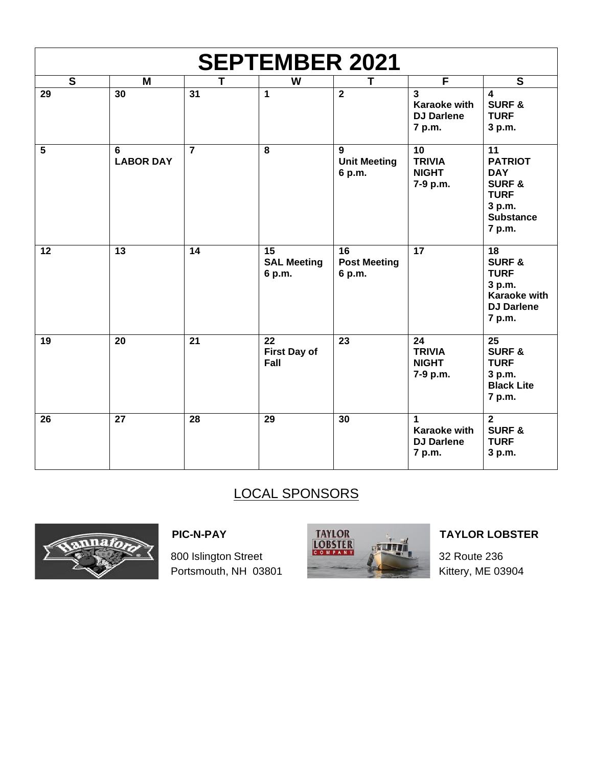# SEPTEMBER 2021

| S | M | T | W | T | F | S |
|---|---|---|---|---|---|---|
| 29 | 30 | 31 | 1 | 2 | 3 Karaoke with DJ Darlene 7 p.m. | 4 SURF & TURF 3 p.m. |
| 5 | 6 LABOR DAY | 7 | 8 | 9 Unit Meeting 6 p.m. | 10 TRIVIA NIGHT 7-9 p.m. | 11 PATRIOT DAY SURF & TURF 3 p.m. Substance 7 p.m. |
| 12 | 13 | 14 | 15 SAL Meeting 6 p.m. | 16 Post Meeting 6 p.m. | 17 | 18 SURF & TURF 3 p.m. Karaoke with DJ Darlene 7 p.m. |
| 19 | 20 | 21 | 22 First Day of Fall | 23 | 24 TRIVIA NIGHT 7-9 p.m. | 25 SURF & TURF 3 p.m. Black Lite 7 p.m. |
| 26 | 27 | 28 | 29 | 30 | 1 Karaoke with DJ Darlene 7 p.m. | 2 SURF & TURF 3 p.m. |

## LOCAL SPONSORS

**PIC-N-PAY**

800 Islington Street
Portsmouth, NH 03801

**TAYLOR LOBSTER**

32 Route 236
Kittery, ME 03904